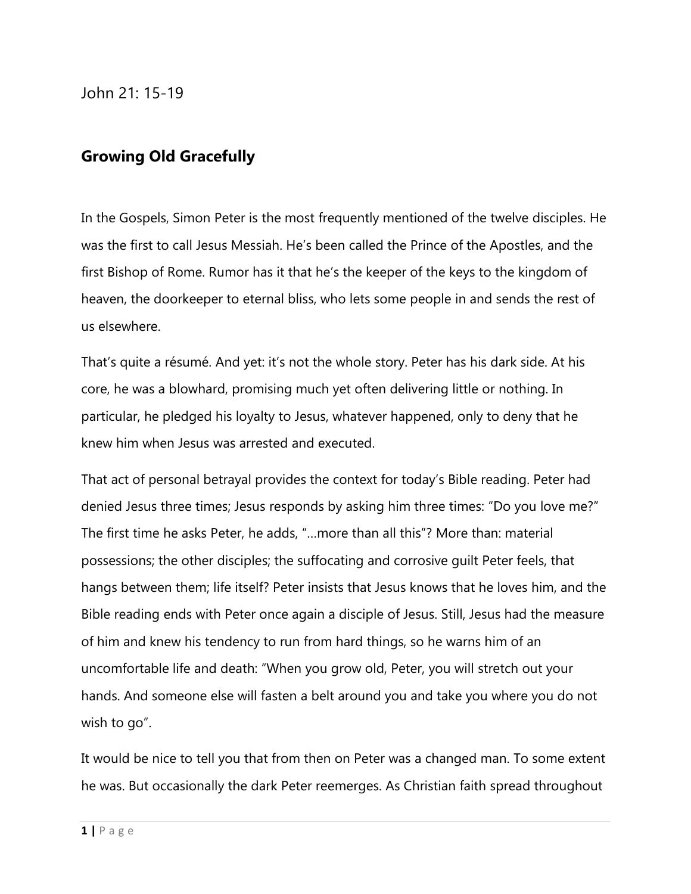John 21: 15-19

## Growing Old Gracefully

In the Gospels, Simon Peter is the most frequently mentioned of the twelve disciples. He was the first to call Jesus Messiah. He's been called the Prince of the Apostles, and the first Bishop of Rome. Rumor has it that he's the keeper of the keys to the kingdom of heaven, the doorkeeper to eternal bliss, who lets some people in and sends the rest of us elsewhere.

That's quite a résumé. And yet: it's not the whole story. Peter has his dark side. At his core, he was a blowhard, promising much yet often delivering little or nothing. In particular, he pledged his loyalty to Jesus, whatever happened, only to deny that he knew him when Jesus was arrested and executed.

That act of personal betrayal provides the context for today's Bible reading. Peter had denied Jesus three times; Jesus responds by asking him three times: "Do you love me?" The first time he asks Peter, he adds, "…more than all this"? More than: material possessions; the other disciples; the suffocating and corrosive guilt Peter feels, that hangs between them; life itself? Peter insists that Jesus knows that he loves him, and the Bible reading ends with Peter once again a disciple of Jesus. Still, Jesus had the measure of him and knew his tendency to run from hard things, so he warns him of an uncomfortable life and death: "When you grow old, Peter, you will stretch out your hands. And someone else will fasten a belt around you and take you where you do not wish to go".

It would be nice to tell you that from then on Peter was a changed man. To some extent he was. But occasionally the dark Peter reemerges. As Christian faith spread throughout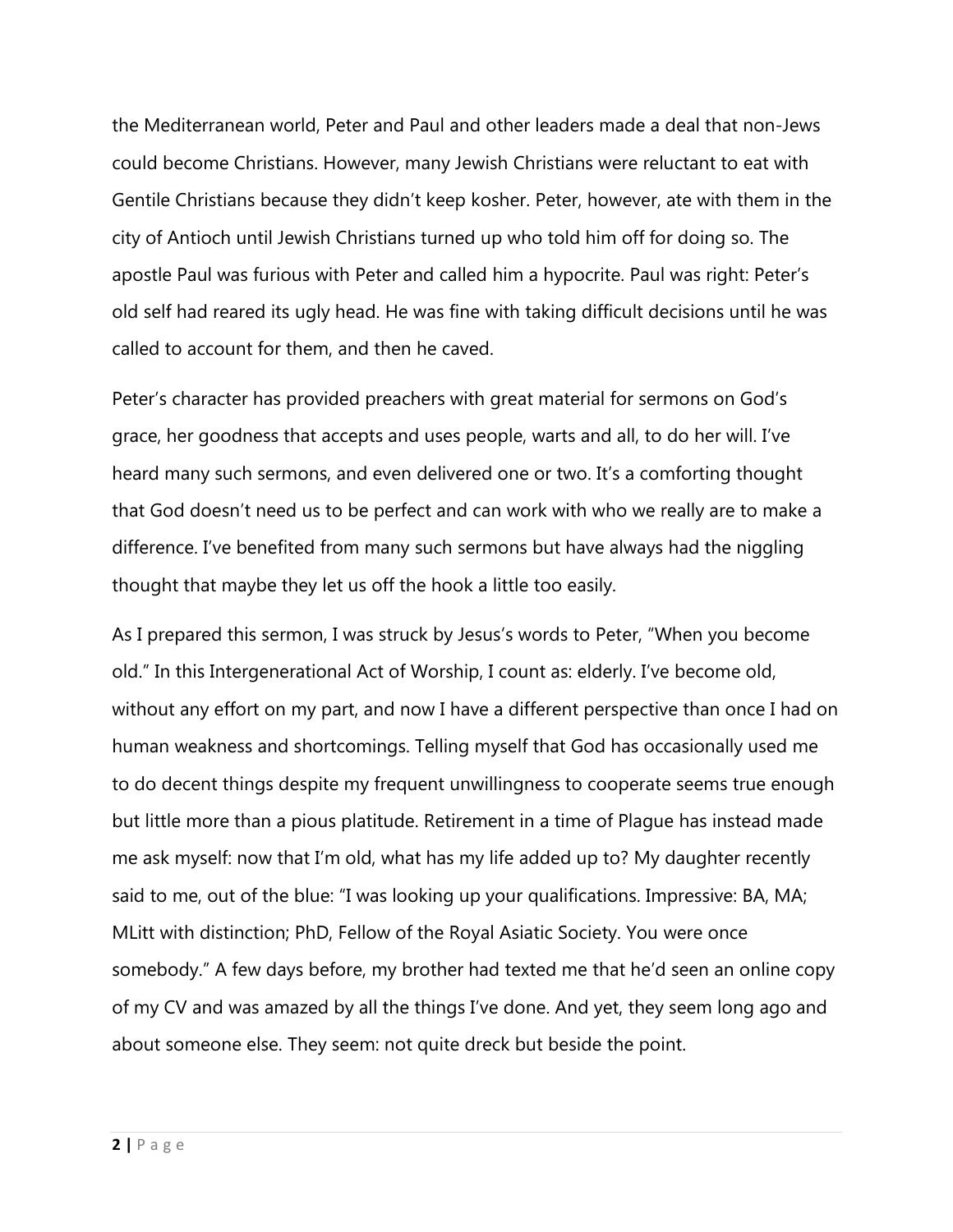the Mediterranean world, Peter and Paul and other leaders made a deal that non-Jews could become Christians. However, many Jewish Christians were reluctant to eat with Gentile Christians because they didn't keep kosher. Peter, however, ate with them in the city of Antioch until Jewish Christians turned up who told him off for doing so. The apostle Paul was furious with Peter and called him a hypocrite. Paul was right: Peter's old self had reared its ugly head. He was fine with taking difficult decisions until he was called to account for them, and then he caved.

Peter's character has provided preachers with great material for sermons on God's grace, her goodness that accepts and uses people, warts and all, to do her will. I've heard many such sermons, and even delivered one or two. It's a comforting thought that God doesn't need us to be perfect and can work with who we really are to make a difference. I've benefited from many such sermons but have always had the niggling thought that maybe they let us off the hook a little too easily.

As I prepared this sermon, I was struck by Jesus's words to Peter, "When you become old." In this Intergenerational Act of Worship, I count as: elderly. I've become old, without any effort on my part, and now I have a different perspective than once I had on human weakness and shortcomings. Telling myself that God has occasionally used me to do decent things despite my frequent unwillingness to cooperate seems true enough but little more than a pious platitude. Retirement in a time of Plague has instead made me ask myself: now that I'm old, what has my life added up to? My daughter recently said to me, out of the blue: "I was looking up your qualifications. Impressive: BA, MA; MLitt with distinction; PhD, Fellow of the Royal Asiatic Society. You were once somebody." A few days before, my brother had texted me that he'd seen an online copy of my CV and was amazed by all the things I've done. And yet, they seem long ago and about someone else. They seem: not quite dreck but beside the point.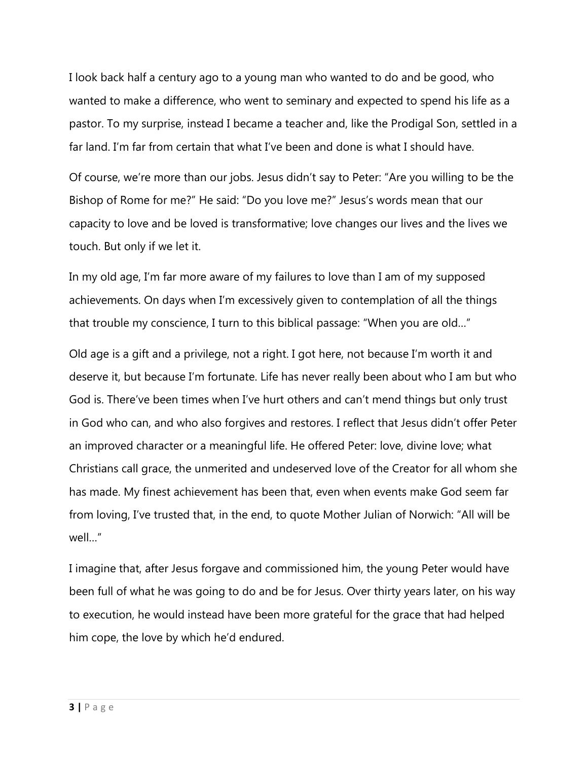I look back half a century ago to a young man who wanted to do and be good, who wanted to make a difference, who went to seminary and expected to spend his life as a pastor. To my surprise, instead I became a teacher and, like the Prodigal Son, settled in a far land. I'm far from certain that what I've been and done is what I should have.

Of course, we're more than our jobs. Jesus didn't say to Peter: "Are you willing to be the Bishop of Rome for me?" He said: "Do you love me?" Jesus's words mean that our capacity to love and be loved is transformative; love changes our lives and the lives we touch. But only if we let it.

In my old age, I'm far more aware of my failures to love than I am of my supposed achievements. On days when I'm excessively given to contemplation of all the things that trouble my conscience, I turn to this biblical passage: "When you are old…"

Old age is a gift and a privilege, not a right. I got here, not because I'm worth it and deserve it, but because I'm fortunate. Life has never really been about who I am but who God is. There've been times when I've hurt others and can't mend things but only trust in God who can, and who also forgives and restores. I reflect that Jesus didn't offer Peter an improved character or a meaningful life. He offered Peter: love, divine love; what Christians call grace, the unmerited and undeserved love of the Creator for all whom she has made. My finest achievement has been that, even when events make God seem far from loving, I've trusted that, in the end, to quote Mother Julian of Norwich: "All will be well…"

I imagine that, after Jesus forgave and commissioned him, the young Peter would have been full of what he was going to do and be for Jesus. Over thirty years later, on his way to execution, he would instead have been more grateful for the grace that had helped him cope, the love by which he'd endured.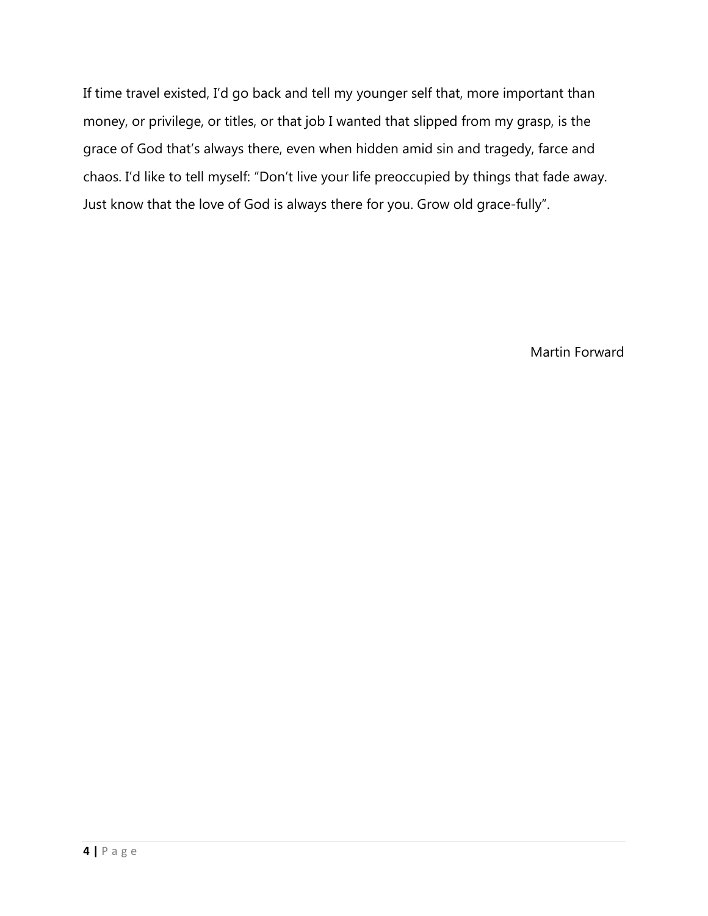If time travel existed, I'd go back and tell my younger self that, more important than money, or privilege, or titles, or that job I wanted that slipped from my grasp, is the grace of God that's always there, even when hidden amid sin and tragedy, farce and chaos. I'd like to tell myself: "Don't live your life preoccupied by things that fade away. Just know that the love of God is always there for you. Grow old grace-fully".

Martin Forward